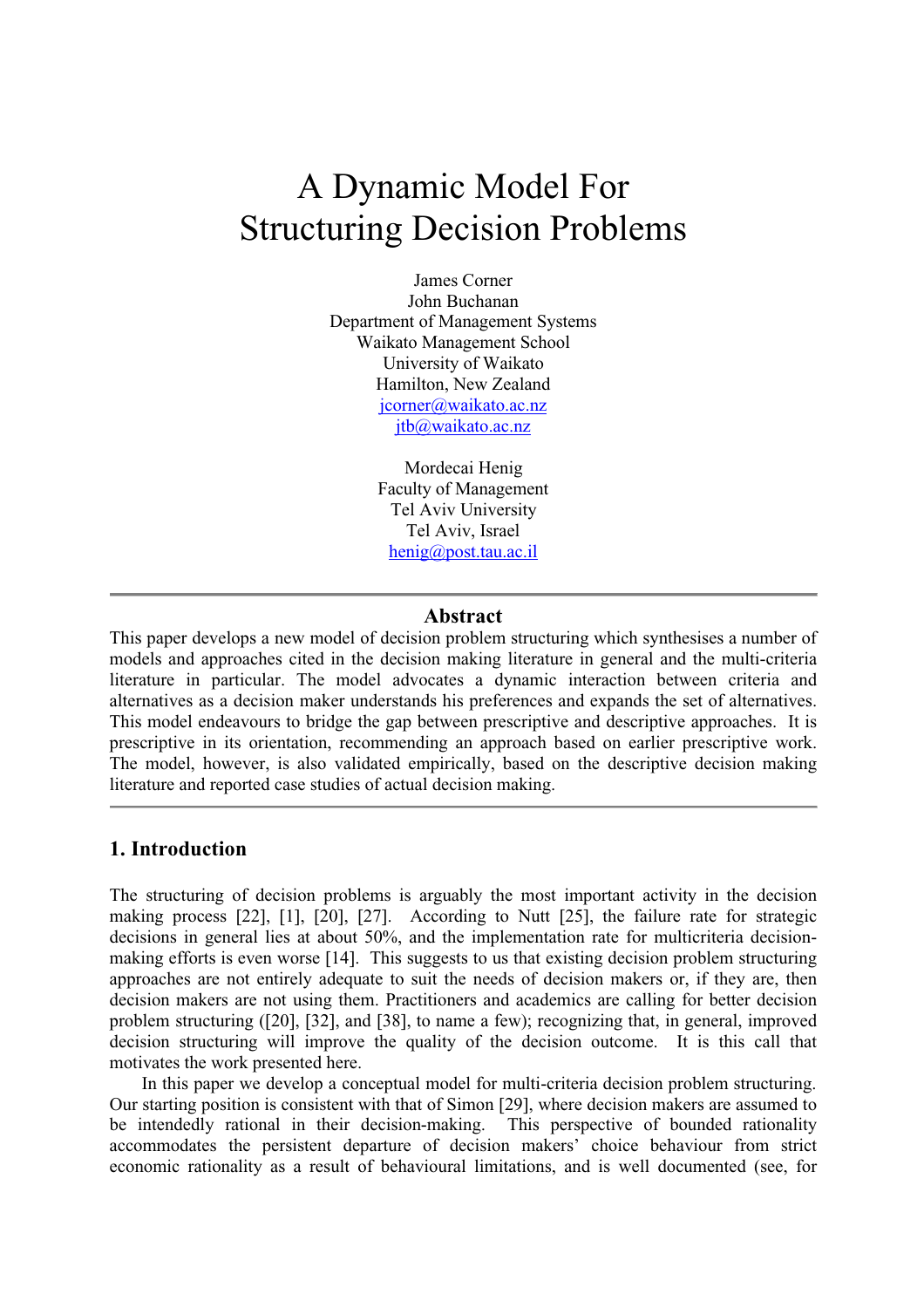# A Dynamic Model For Structuring Decision Problems

James Corner
John Buchanan
Department of Management Systems
Waikato Management School
University of Waikato
Hamilton, New Zealand
jcorner@waikato.ac.nz
jtb@waikato.ac.nz

Mordecai Henig
Faculty of Management
Tel Aviv University
Tel Aviv, Israel
henig@post.tau.ac.il

## Abstract

This paper develops a new model of decision problem structuring which synthesises a number of models and approaches cited in the decision making literature in general and the multi-criteria literature in particular. The model advocates a dynamic interaction between criteria and alternatives as a decision maker understands his preferences and expands the set of alternatives. This model endeavours to bridge the gap between prescriptive and descriptive approaches. It is prescriptive in its orientation, recommending an approach based on earlier prescriptive work. The model, however, is also validated empirically, based on the descriptive decision making literature and reported case studies of actual decision making.

## 1. Introduction

The structuring of decision problems is arguably the most important activity in the decision making process [22], [1], [20], [27]. According to Nutt [25], the failure rate for strategic decisions in general lies at about 50%, and the implementation rate for multicriteria decision-making efforts is even worse [14]. This suggests to us that existing decision problem structuring approaches are not entirely adequate to suit the needs of decision makers or, if they are, then decision makers are not using them. Practitioners and academics are calling for better decision problem structuring ([20], [32], and [38], to name a few); recognizing that, in general, improved decision structuring will improve the quality of the decision outcome. It is this call that motivates the work presented here.

In this paper we develop a conceptual model for multi-criteria decision problem structuring. Our starting position is consistent with that of Simon [29], where decision makers are assumed to be intendedly rational in their decision-making. This perspective of bounded rationality accommodates the persistent departure of decision makers' choice behaviour from strict economic rationality as a result of behavioural limitations, and is well documented (see, for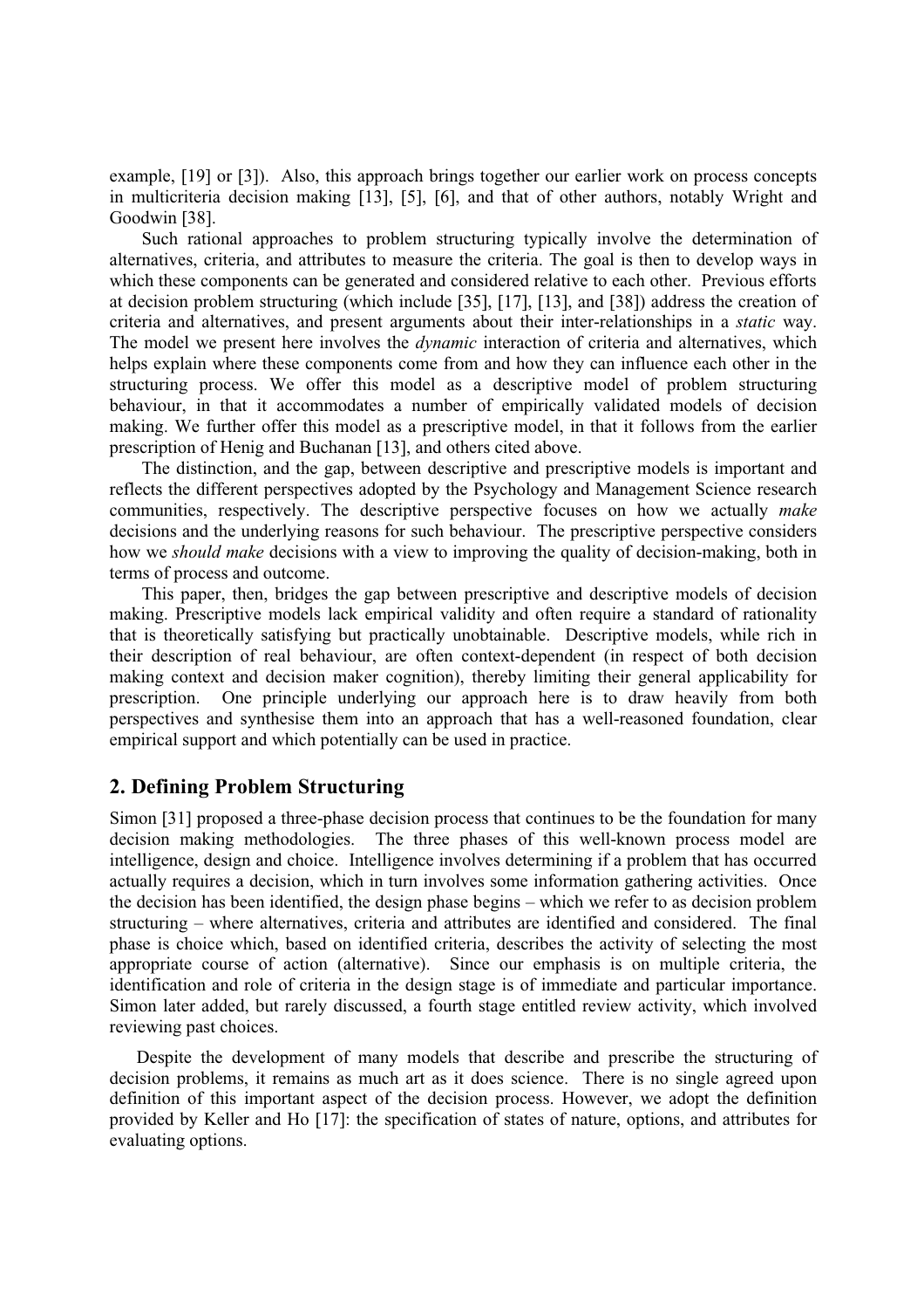example, [19] or [3]). Also, this approach brings together our earlier work on process concepts in multicriteria decision making [13], [5], [6], and that of other authors, notably Wright and Goodwin [38].

Such rational approaches to problem structuring typically involve the determination of alternatives, criteria, and attributes to measure the criteria. The goal is then to develop ways in which these components can be generated and considered relative to each other. Previous efforts at decision problem structuring (which include [35], [17], [13], and [38]) address the creation of criteria and alternatives, and present arguments about their inter-relationships in a *static* way. The model we present here involves the *dynamic* interaction of criteria and alternatives, which helps explain where these components come from and how they can influence each other in the structuring process. We offer this model as a descriptive model of problem structuring behaviour, in that it accommodates a number of empirically validated models of decision making. We further offer this model as a prescriptive model, in that it follows from the earlier prescription of Henig and Buchanan [13], and others cited above.

The distinction, and the gap, between descriptive and prescriptive models is important and reflects the different perspectives adopted by the Psychology and Management Science research communities, respectively. The descriptive perspective focuses on how we actually *make* decisions and the underlying reasons for such behaviour. The prescriptive perspective considers how we *should make* decisions with a view to improving the quality of decision-making, both in terms of process and outcome.

This paper, then, bridges the gap between prescriptive and descriptive models of decision making. Prescriptive models lack empirical validity and often require a standard of rationality that is theoretically satisfying but practically unobtainable. Descriptive models, while rich in their description of real behaviour, are often context-dependent (in respect of both decision making context and decision maker cognition), thereby limiting their general applicability for prescription. One principle underlying our approach here is to draw heavily from both perspectives and synthesise them into an approach that has a well-reasoned foundation, clear empirical support and which potentially can be used in practice.

## 2. Defining Problem Structuring

Simon [31] proposed a three-phase decision process that continues to be the foundation for many decision making methodologies. The three phases of this well-known process model are intelligence, design and choice. Intelligence involves determining if a problem that has occurred actually requires a decision, which in turn involves some information gathering activities. Once the decision has been identified, the design phase begins – which we refer to as decision problem structuring – where alternatives, criteria and attributes are identified and considered. The final phase is choice which, based on identified criteria, describes the activity of selecting the most appropriate course of action (alternative). Since our emphasis is on multiple criteria, the identification and role of criteria in the design stage is of immediate and particular importance. Simon later added, but rarely discussed, a fourth stage entitled review activity, which involved reviewing past choices.

Despite the development of many models that describe and prescribe the structuring of decision problems, it remains as much art as it does science. There is no single agreed upon definition of this important aspect of the decision process. However, we adopt the definition provided by Keller and Ho [17]: the specification of states of nature, options, and attributes for evaluating options.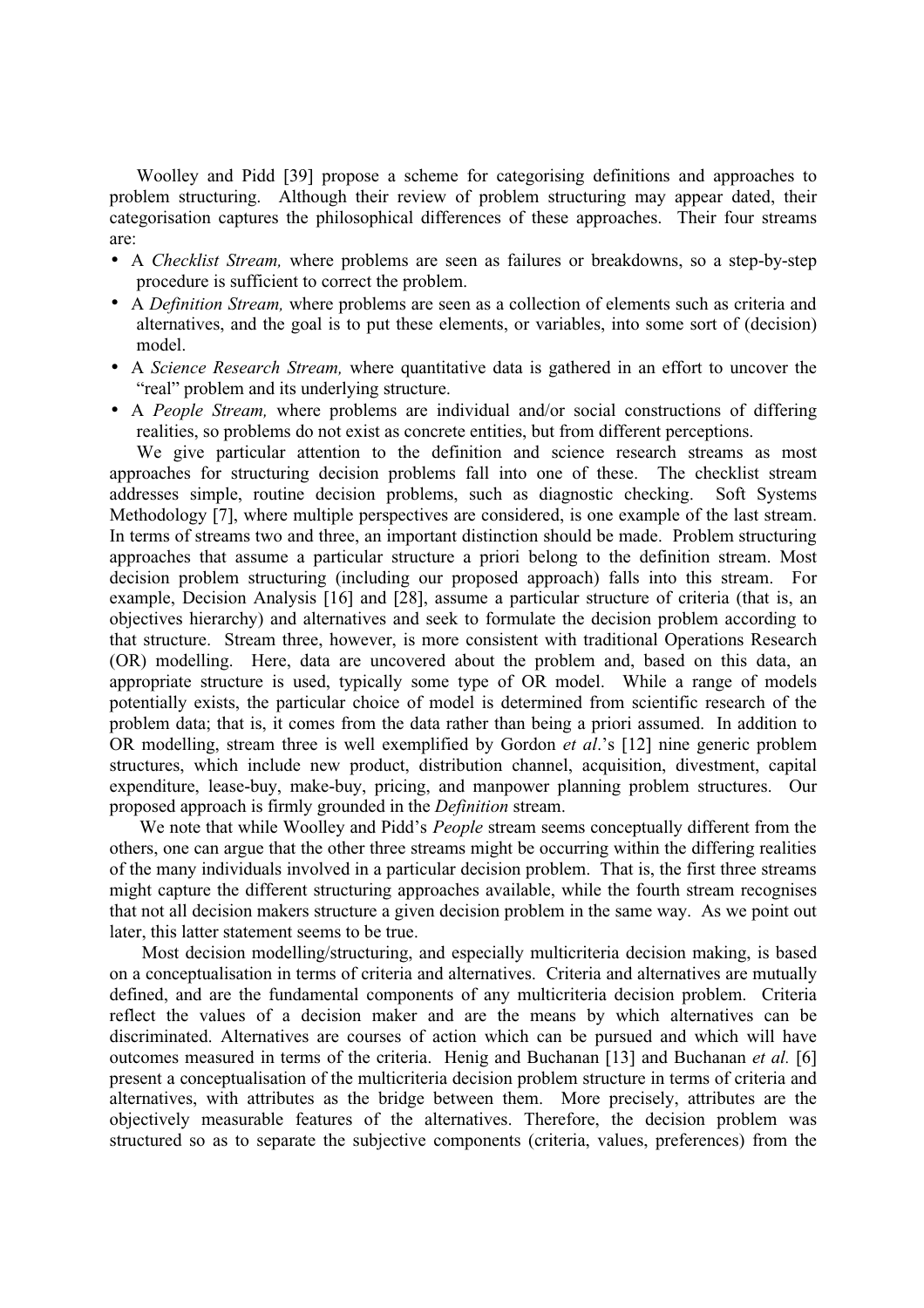Woolley and Pidd [39] propose a scheme for categorising definitions and approaches to problem structuring. Although their review of problem structuring may appear dated, their categorisation captures the philosophical differences of these approaches. Their four streams are:

- A *Checklist Stream,* where problems are seen as failures or breakdowns, so a step-by-step procedure is sufficient to correct the problem.
- A *Definition Stream,* where problems are seen as a collection of elements such as criteria and alternatives, and the goal is to put these elements, or variables, into some sort of (decision) model.
- A *Science Research Stream,* where quantitative data is gathered in an effort to uncover the "real" problem and its underlying structure.
- A *People Stream,* where problems are individual and/or social constructions of differing realities, so problems do not exist as concrete entities, but from different perceptions.

We give particular attention to the definition and science research streams as most approaches for structuring decision problems fall into one of these. The checklist stream addresses simple, routine decision problems, such as diagnostic checking. Soft Systems Methodology [7], where multiple perspectives are considered, is one example of the last stream. In terms of streams two and three, an important distinction should be made. Problem structuring approaches that assume a particular structure a priori belong to the definition stream. Most decision problem structuring (including our proposed approach) falls into this stream. For example, Decision Analysis [16] and [28], assume a particular structure of criteria (that is, an objectives hierarchy) and alternatives and seek to formulate the decision problem according to that structure. Stream three, however, is more consistent with traditional Operations Research (OR) modelling. Here, data are uncovered about the problem and, based on this data, an appropriate structure is used, typically some type of OR model. While a range of models potentially exists, the particular choice of model is determined from scientific research of the problem data; that is, it comes from the data rather than being a priori assumed. In addition to OR modelling, stream three is well exemplified by Gordon *et al*.'s [12] nine generic problem structures, which include new product, distribution channel, acquisition, divestment, capital expenditure, lease-buy, make-buy, pricing, and manpower planning problem structures. Our proposed approach is firmly grounded in the *Definition* stream.

We note that while Woolley and Pidd's *People* stream seems conceptually different from the others, one can argue that the other three streams might be occurring within the differing realities of the many individuals involved in a particular decision problem. That is, the first three streams might capture the different structuring approaches available, while the fourth stream recognises that not all decision makers structure a given decision problem in the same way. As we point out later, this latter statement seems to be true.

Most decision modelling/structuring, and especially multicriteria decision making, is based on a conceptualisation in terms of criteria and alternatives. Criteria and alternatives are mutually defined, and are the fundamental components of any multicriteria decision problem. Criteria reflect the values of a decision maker and are the means by which alternatives can be discriminated. Alternatives are courses of action which can be pursued and which will have outcomes measured in terms of the criteria. Henig and Buchanan [13] and Buchanan *et al.* [6] present a conceptualisation of the multicriteria decision problem structure in terms of criteria and alternatives, with attributes as the bridge between them. More precisely, attributes are the objectively measurable features of the alternatives. Therefore, the decision problem was structured so as to separate the subjective components (criteria, values, preferences) from the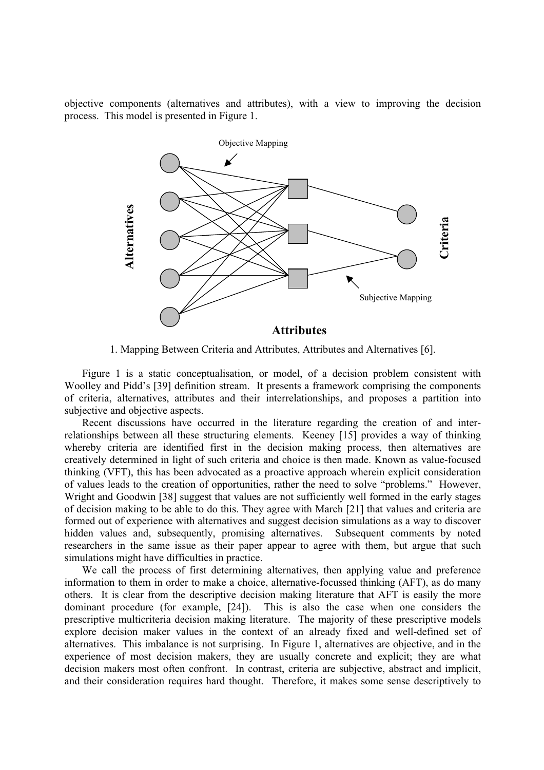objective components (alternatives and attributes), with a view to improving the decision process. This model is presented in Figure 1.

1. Mapping Between Criteria and Attributes, Attributes and Alternatives [6].

Figure 1 is a static conceptualisation, or model, of a decision problem consistent with Woolley and Pidd's [39] definition stream. It presents a framework comprising the components of criteria, alternatives, attributes and their interrelationships, and proposes a partition into subjective and objective aspects.

Recent discussions have occurred in the literature regarding the creation of and inter-relationships between all these structuring elements. Keeney [15] provides a way of thinking whereby criteria are identified first in the decision making process, then alternatives are creatively determined in light of such criteria and choice is then made. Known as value-focused thinking (VFT), this has been advocated as a proactive approach wherein explicit consideration of values leads to the creation of opportunities, rather the need to solve "problems." However, Wright and Goodwin [38] suggest that values are not sufficiently well formed in the early stages of decision making to be able to do this. They agree with March [21] that values and criteria are formed out of experience with alternatives and suggest decision simulations as a way to discover hidden values and, subsequently, promising alternatives. Subsequent comments by noted researchers in the same issue as their paper appear to agree with them, but argue that such simulations might have difficulties in practice.

We call the process of first determining alternatives, then applying value and preference information to them in order to make a choice, alternative-focussed thinking (AFT), as do many others. It is clear from the descriptive decision making literature that AFT is easily the more dominant procedure (for example, [24]). This is also the case when one considers the prescriptive multicriteria decision making literature. The majority of these prescriptive models explore decision maker values in the context of an already fixed and well-defined set of alternatives. This imbalance is not surprising. In Figure 1, alternatives are objective, and in the experience of most decision makers, they are usually concrete and explicit; they are what decision makers most often confront. In contrast, criteria are subjective, abstract and implicit, and their consideration requires hard thought. Therefore, it makes some sense descriptively to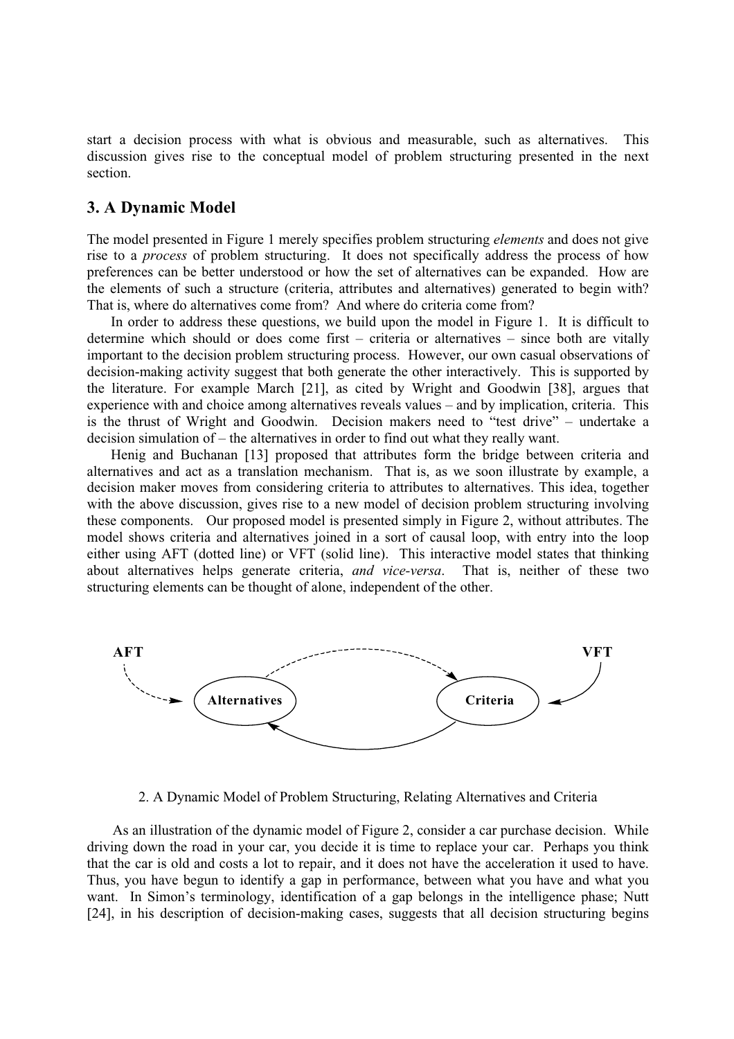start a decision process with what is obvious and measurable, such as alternatives. This discussion gives rise to the conceptual model of problem structuring presented in the next section.

## 3. A Dynamic Model

The model presented in Figure 1 merely specifies problem structuring *elements* and does not give rise to a *process* of problem structuring. It does not specifically address the process of how preferences can be better understood or how the set of alternatives can be expanded. How are the elements of such a structure (criteria, attributes and alternatives) generated to begin with? That is, where do alternatives come from? And where do criteria come from?

In order to address these questions, we build upon the model in Figure 1. It is difficult to determine which should or does come first – criteria or alternatives – since both are vitally important to the decision problem structuring process. However, our own casual observations of decision-making activity suggest that both generate the other interactively. This is supported by the literature. For example March [21], as cited by Wright and Goodwin [38], argues that experience with and choice among alternatives reveals values – and by implication, criteria. This is the thrust of Wright and Goodwin. Decision makers need to "test drive" – undertake a decision simulation of – the alternatives in order to find out what they really want.

Henig and Buchanan [13] proposed that attributes form the bridge between criteria and alternatives and act as a translation mechanism. That is, as we soon illustrate by example, a decision maker moves from considering criteria to attributes to alternatives. This idea, together with the above discussion, gives rise to a new model of decision problem structuring involving these components. Our proposed model is presented simply in Figure 2, without attributes. The model shows criteria and alternatives joined in a sort of causal loop, with entry into the loop either using AFT (dotted line) or VFT (solid line). This interactive model states that thinking about alternatives helps generate criteria, *and vice-versa*. That is, neither of these two structuring elements can be thought of alone, independent of the other.

AFT ⇢ Alternatives ⇢ Criteria ← VFT; Criteria → Alternatives

2. A Dynamic Model of Problem Structuring, Relating Alternatives and Criteria

As an illustration of the dynamic model of Figure 2, consider a car purchase decision. While driving down the road in your car, you decide it is time to replace your car. Perhaps you think that the car is old and costs a lot to repair, and it does not have the acceleration it used to have. Thus, you have begun to identify a gap in performance, between what you have and what you want. In Simon's terminology, identification of a gap belongs in the intelligence phase; Nutt [24], in his description of decision-making cases, suggests that all decision structuring begins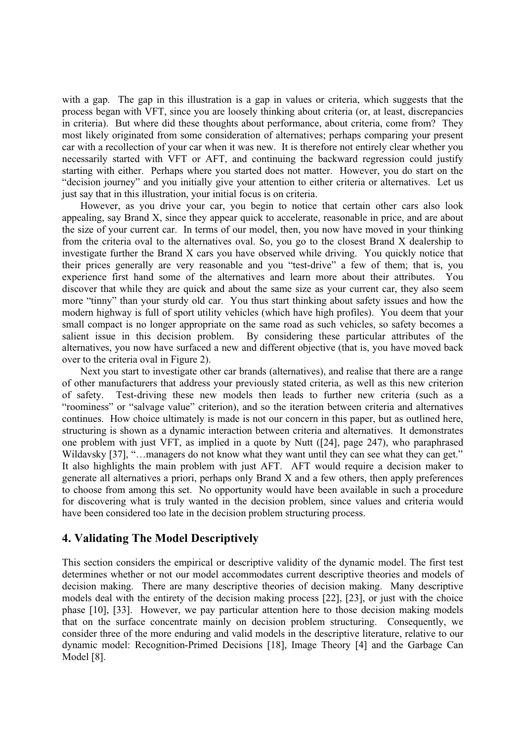with a gap. The gap in this illustration is a gap in values or criteria, which suggests that the process began with VFT, since you are loosely thinking about criteria (or, at least, discrepancies in criteria). But where did these thoughts about performance, about criteria, come from? They most likely originated from some consideration of alternatives; perhaps comparing your present car with a recollection of your car when it was new. It is therefore not entirely clear whether you necessarily started with VFT or AFT, and continuing the backward regression could justify starting with either. Perhaps where you started does not matter. However, you do start on the "decision journey" and you initially give your attention to either criteria or alternatives. Let us just say that in this illustration, your initial focus is on criteria.

However, as you drive your car, you begin to notice that certain other cars also look appealing, say Brand X, since they appear quick to accelerate, reasonable in price, and are about the size of your current car. In terms of our model, then, you now have moved in your thinking from the criteria oval to the alternatives oval. So, you go to the closest Brand X dealership to investigate further the Brand X cars you have observed while driving. You quickly notice that their prices generally are very reasonable and you "test-drive" a few of them; that is, you experience first hand some of the alternatives and learn more about their attributes. You discover that while they are quick and about the same size as your current car, they also seem more "tinny" than your sturdy old car. You thus start thinking about safety issues and how the modern highway is full of sport utility vehicles (which have high profiles). You deem that your small compact is no longer appropriate on the same road as such vehicles, so safety becomes a salient issue in this decision problem. By considering these particular attributes of the alternatives, you now have surfaced a new and different objective (that is, you have moved back over to the criteria oval in Figure 2).

Next you start to investigate other car brands (alternatives), and realise that there are a range of other manufacturers that address your previously stated criteria, as well as this new criterion of safety. Test-driving these new models then leads to further new criteria (such as a "roominess" or "salvage value" criterion), and so the iteration between criteria and alternatives continues. How choice ultimately is made is not our concern in this paper, but as outlined here, structuring is shown as a dynamic interaction between criteria and alternatives. It demonstrates one problem with just VFT, as implied in a quote by Nutt ([24], page 247), who paraphrased Wildavsky [37], "…managers do not know what they want until they can see what they can get." It also highlights the main problem with just AFT. AFT would require a decision maker to generate all alternatives a priori, perhaps only Brand X and a few others, then apply preferences to choose from among this set. No opportunity would have been available in such a procedure for discovering what is truly wanted in the decision problem, since values and criteria would have been considered too late in the decision problem structuring process.

## 4. Validating The Model Descriptively

This section considers the empirical or descriptive validity of the dynamic model. The first test determines whether or not our model accommodates current descriptive theories and models of decision making. There are many descriptive theories of decision making. Many descriptive models deal with the entirety of the decision making process [22], [23], or just with the choice phase [10], [33]. However, we pay particular attention here to those decision making models that on the surface concentrate mainly on decision problem structuring. Consequently, we consider three of the more enduring and valid models in the descriptive literature, relative to our dynamic model: Recognition-Primed Decisions [18], Image Theory [4] and the Garbage Can Model [8].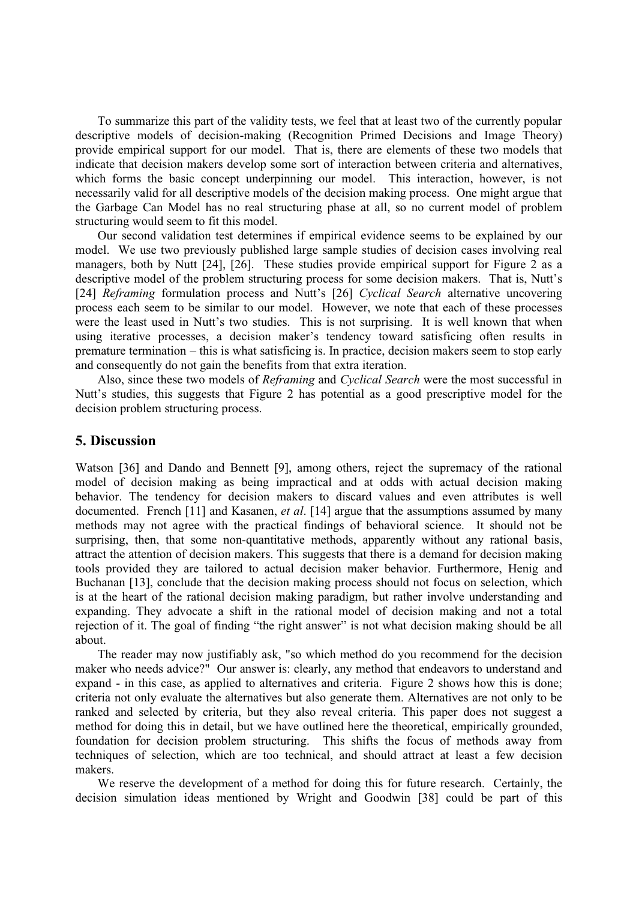To summarize this part of the validity tests, we feel that at least two of the currently popular descriptive models of decision-making (Recognition Primed Decisions and Image Theory) provide empirical support for our model. That is, there are elements of these two models that indicate that decision makers develop some sort of interaction between criteria and alternatives, which forms the basic concept underpinning our model. This interaction, however, is not necessarily valid for all descriptive models of the decision making process. One might argue that the Garbage Can Model has no real structuring phase at all, so no current model of problem structuring would seem to fit this model.

Our second validation test determines if empirical evidence seems to be explained by our model. We use two previously published large sample studies of decision cases involving real managers, both by Nutt [24], [26]. These studies provide empirical support for Figure 2 as a descriptive model of the problem structuring process for some decision makers. That is, Nutt's [24] *Reframing* formulation process and Nutt's [26] *Cyclical Search* alternative uncovering process each seem to be similar to our model. However, we note that each of these processes were the least used in Nutt's two studies. This is not surprising. It is well known that when using iterative processes, a decision maker's tendency toward satisficing often results in premature termination – this is what satisficing is. In practice, decision makers seem to stop early and consequently do not gain the benefits from that extra iteration.

Also, since these two models of *Reframing* and *Cyclical Search* were the most successful in Nutt's studies, this suggests that Figure 2 has potential as a good prescriptive model for the decision problem structuring process.

## 5. Discussion

Watson [36] and Dando and Bennett [9], among others, reject the supremacy of the rational model of decision making as being impractical and at odds with actual decision making behavior. The tendency for decision makers to discard values and even attributes is well documented. French [11] and Kasanen, *et al*. [14] argue that the assumptions assumed by many methods may not agree with the practical findings of behavioral science. It should not be surprising, then, that some non-quantitative methods, apparently without any rational basis, attract the attention of decision makers. This suggests that there is a demand for decision making tools provided they are tailored to actual decision maker behavior. Furthermore, Henig and Buchanan [13], conclude that the decision making process should not focus on selection, which is at the heart of the rational decision making paradigm, but rather involve understanding and expanding. They advocate a shift in the rational model of decision making and not a total rejection of it. The goal of finding "the right answer" is not what decision making should be all about.

The reader may now justifiably ask, "so which method do you recommend for the decision maker who needs advice?" Our answer is: clearly, any method that endeavors to understand and expand - in this case, as applied to alternatives and criteria. Figure 2 shows how this is done; criteria not only evaluate the alternatives but also generate them. Alternatives are not only to be ranked and selected by criteria, but they also reveal criteria. This paper does not suggest a method for doing this in detail, but we have outlined here the theoretical, empirically grounded, foundation for decision problem structuring. This shifts the focus of methods away from techniques of selection, which are too technical, and should attract at least a few decision makers.

We reserve the development of a method for doing this for future research. Certainly, the decision simulation ideas mentioned by Wright and Goodwin [38] could be part of this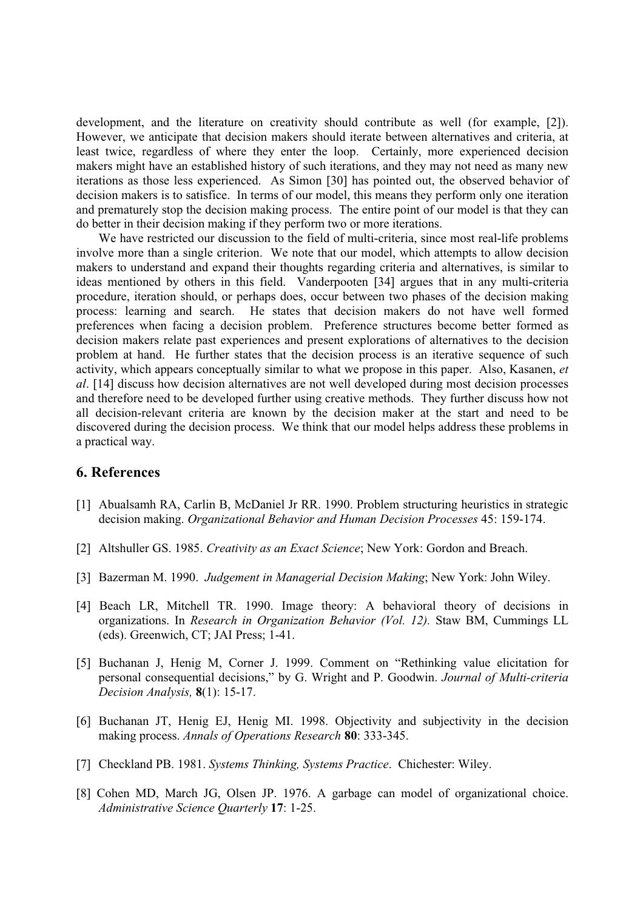development, and the literature on creativity should contribute as well (for example, [2]). However, we anticipate that decision makers should iterate between alternatives and criteria, at least twice, regardless of where they enter the loop. Certainly, more experienced decision makers might have an established history of such iterations, and they may not need as many new iterations as those less experienced. As Simon [30] has pointed out, the observed behavior of decision makers is to satisfice. In terms of our model, this means they perform only one iteration and prematurely stop the decision making process. The entire point of our model is that they can do better in their decision making if they perform two or more iterations.

We have restricted our discussion to the field of multi-criteria, since most real-life problems involve more than a single criterion. We note that our model, which attempts to allow decision makers to understand and expand their thoughts regarding criteria and alternatives, is similar to ideas mentioned by others in this field. Vanderpooten [34] argues that in any multi-criteria procedure, iteration should, or perhaps does, occur between two phases of the decision making process: learning and search. He states that decision makers do not have well formed preferences when facing a decision problem. Preference structures become better formed as decision makers relate past experiences and present explorations of alternatives to the decision problem at hand. He further states that the decision process is an iterative sequence of such activity, which appears conceptually similar to what we propose in this paper. Also, Kasanen, *et al*. [14] discuss how decision alternatives are not well developed during most decision processes and therefore need to be developed further using creative methods. They further discuss how not all decision-relevant criteria are known by the decision maker at the start and need to be discovered during the decision process. We think that our model helps address these problems in a practical way.

## 6. References

[1] Abualsamh RA, Carlin B, McDaniel Jr RR. 1990. Problem structuring heuristics in strategic decision making. *Organizational Behavior and Human Decision Processes* 45: 159-174.

[2] Altshuller GS. 1985. *Creativity as an Exact Science*; New York: Gordon and Breach.

[3] Bazerman M. 1990. *Judgement in Managerial Decision Making*; New York: John Wiley.

[4] Beach LR, Mitchell TR. 1990. Image theory: A behavioral theory of decisions in organizations. In *Research in Organization Behavior (Vol. 12).* Staw BM, Cummings LL (eds). Greenwich, CT; JAI Press; 1-41.

[5] Buchanan J, Henig M, Corner J. 1999. Comment on "Rethinking value elicitation for personal consequential decisions," by G. Wright and P. Goodwin. *Journal of Multi-criteria Decision Analysis,* **8**(1): 15-17.

[6] Buchanan JT, Henig EJ, Henig MI. 1998. Objectivity and subjectivity in the decision making process. *Annals of Operations Research* **80**: 333-345.

[7] Checkland PB. 1981. *Systems Thinking, Systems Practice*. Chichester: Wiley.

[8] Cohen MD, March JG, Olsen JP. 1976. A garbage can model of organizational choice. *Administrative Science Quarterly* **17**: 1-25.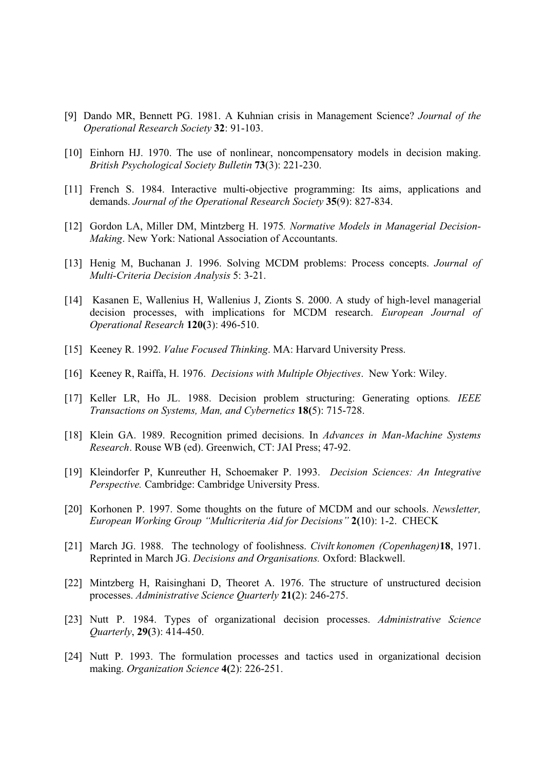[9] Dando MR, Bennett PG. 1981. A Kuhnian crisis in Management Science? *Journal of the Operational Research Society* **32**: 91-103.

[10] Einhorn HJ. 1970. The use of nonlinear, noncompensatory models in decision making. *British Psychological Society Bulletin* **73**(3): 221-230.

[11] French S. 1984. Interactive multi-objective programming: Its aims, applications and demands. *Journal of the Operational Research Society* **35**(9): 827-834.

[12] Gordon LA, Miller DM, Mintzberg H. 1975. *Normative Models in Managerial Decision-Making*. New York: National Association of Accountants.

[13] Henig M, Buchanan J. 1996. Solving MCDM problems: Process concepts. *Journal of Multi-Criteria Decision Analysis* 5: 3-21.

[14] Kasanen E, Wallenius H, Wallenius J, Zionts S. 2000. A study of high-level managerial decision processes, with implications for MCDM research. *European Journal of Operational Research* **120(**3): 496-510.

[15] Keeney R. 1992. *Value Focused Thinking*. MA: Harvard University Press.

[16] Keeney R, Raiffa, H. 1976. *Decisions with Multiple Objectives*. New York: Wiley.

[17] Keller LR, Ho JL. 1988. Decision problem structuring: Generating options*.* *IEEE Transactions on Systems, Man, and Cybernetics* **18(**5): 715-728.

[18] Klein GA. 1989. Recognition primed decisions. In *Advances in Man-Machine Systems Research*. Rouse WB (ed). Greenwich, CT: JAI Press; 47-92.

[19] Kleindorfer P, Kunreuther H, Schoemaker P. 1993. *Decision Sciences: An Integrative Perspective.* Cambridge: Cambridge University Press.

[20] Korhonen P. 1997. Some thoughts on the future of MCDM and our schools. *Newsletter, European Working Group "Multicriteria Aid for Decisions"* **2(**10): 1-2. CHECK

[21] March JG. 1988. The technology of foolishness. *Civilt konomen (Copenhagen)***18**, 1971. Reprinted in March JG. *Decisions and Organisations.* Oxford: Blackwell.

[22] Mintzberg H, Raisinghani D, Theoret A. 1976. The structure of unstructured decision processes. *Administrative Science Quarterly* **21(**2): 246-275.

[23] Nutt P. 1984. Types of organizational decision processes. *Administrative Science Quarterly*, **29(**3): 414-450.

[24] Nutt P. 1993. The formulation processes and tactics used in organizational decision making. *Organization Science* **4(**2): 226-251.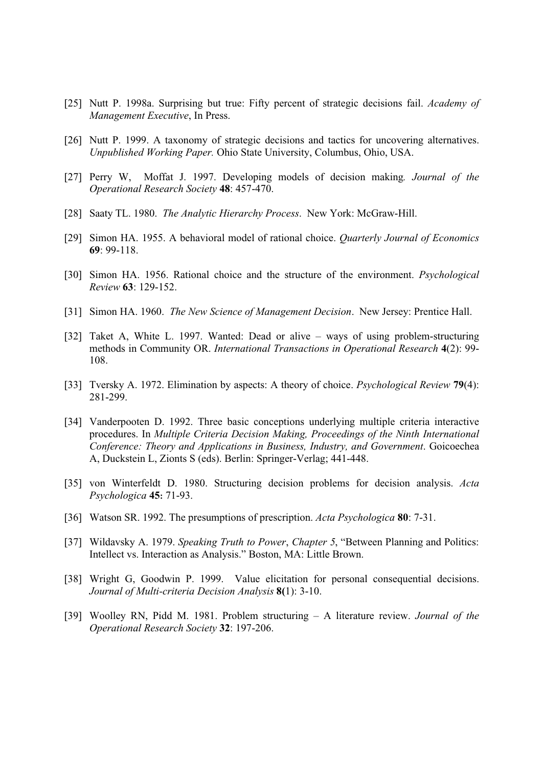[25] Nutt P. 1998a. Surprising but true: Fifty percent of strategic decisions fail. *Academy of Management Executive*, In Press.

[26] Nutt P. 1999. A taxonomy of strategic decisions and tactics for uncovering alternatives. *Unpublished Working Paper.* Ohio State University, Columbus, Ohio, USA.

[27] Perry W, Moffat J. 1997. Developing models of decision making*.* *Journal of the Operational Research Society* **48**: 457-470.

[28] Saaty TL. 1980. *The Analytic Hierarchy Process*. New York: McGraw-Hill.

[29] Simon HA. 1955. A behavioral model of rational choice. *Quarterly Journal of Economics* **69**: 99-118.

[30] Simon HA. 1956. Rational choice and the structure of the environment. *Psychological Review* **63**: 129-152.

[31] Simon HA. 1960. *The New Science of Management Decision*. New Jersey: Prentice Hall.

[32] Taket A, White L. 1997. Wanted: Dead or alive – ways of using problem-structuring methods in Community OR. *International Transactions in Operational Research* **4**(2): 99-108.

[33] Tversky A. 1972. Elimination by aspects: A theory of choice. *Psychological Review* **79**(4): 281-299.

[34] Vanderpooten D. 1992. Three basic conceptions underlying multiple criteria interactive procedures. In *Multiple Criteria Decision Making, Proceedings of the Ninth International Conference: Theory and Applications in Business, Industry, and Government*. Goicoechea A, Duckstein L, Zionts S (eds). Berlin: Springer-Verlag; 441-448.

[35] von Winterfeldt D. 1980. Structuring decision problems for decision analysis. *Acta Psychologica* **45:** 71-93.

[36] Watson SR. 1992. The presumptions of prescription. *Acta Psychologica* **80**: 7-31.

[37] Wildavsky A. 1979. *Speaking Truth to Power*, *Chapter 5*, "Between Planning and Politics: Intellect vs. Interaction as Analysis." Boston, MA: Little Brown.

[38] Wright G, Goodwin P. 1999. Value elicitation for personal consequential decisions. *Journal of Multi-criteria Decision Analysis* **8(**1): 3-10.

[39] Woolley RN, Pidd M. 1981. Problem structuring – A literature review. *Journal of the Operational Research Society* **32**: 197-206.